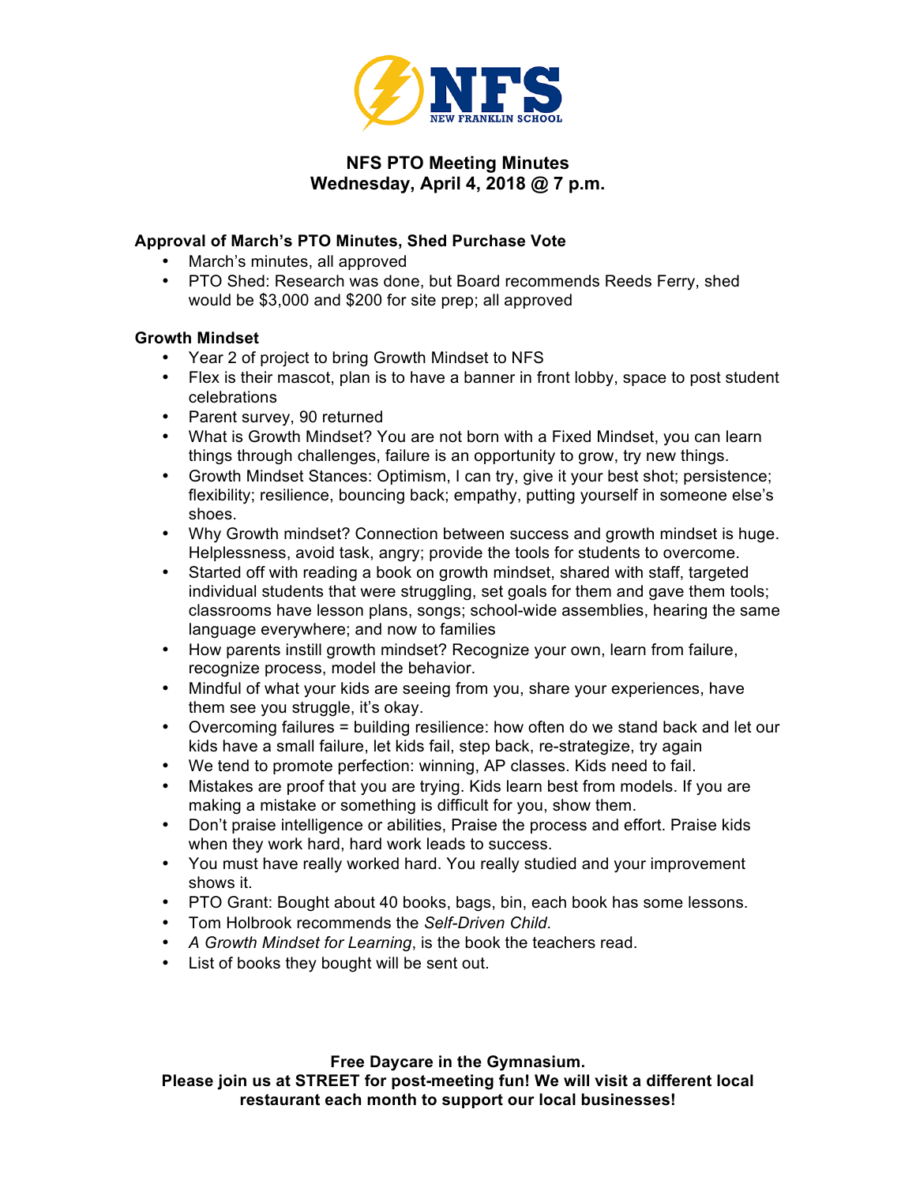NFS
NEW FRANKLIN SCHOOL

# NFS PTO Meeting Minutes
## Wednesday, April 4, 2018 @ 7 p.m.

### Approval of March's PTO Minutes, Shed Purchase Vote

- March's minutes, all approved
- PTO Shed: Research was done, but Board recommends Reeds Ferry, shed would be $3,000 and $200 for site prep; all approved

### Growth Mindset

- Year 2 of project to bring Growth Mindset to NFS
- Flex is their mascot, plan is to have a banner in front lobby, space to post student celebrations
- Parent survey, 90 returned
- What is Growth Mindset? You are not born with a Fixed Mindset, you can learn things through challenges, failure is an opportunity to grow, try new things.
- Growth Mindset Stances: Optimism, I can try, give it your best shot; persistence; flexibility; resilience, bouncing back; empathy, putting yourself in someone else's shoes.
- Why Growth mindset? Connection between success and growth mindset is huge. Helplessness, avoid task, angry; provide the tools for students to overcome.
- Started off with reading a book on growth mindset, shared with staff, targeted individual students that were struggling, set goals for them and gave them tools; classrooms have lesson plans, songs; school-wide assemblies, hearing the same language everywhere; and now to families
- How parents instill growth mindset? Recognize your own, learn from failure, recognize process, model the behavior.
- Mindful of what your kids are seeing from you, share your experiences, have them see you struggle, it's okay.
- Overcoming failures = building resilience: how often do we stand back and let our kids have a small failure, let kids fail, step back, re-strategize, try again
- We tend to promote perfection: winning, AP classes. Kids need to fail.
- Mistakes are proof that you are trying. Kids learn best from models. If you are making a mistake or something is difficult for you, show them.
- Don't praise intelligence or abilities, Praise the process and effort. Praise kids when they work hard, hard work leads to success.
- You must have really worked hard. You really studied and your improvement shows it.
- PTO Grant: Bought about 40 books, bags, bin, each book has some lessons.
- Tom Holbrook recommends the *Self-Driven Child.*
- *A Growth Mindset for Learning*, is the book the teachers read.
- List of books they bought will be sent out.

**Free Daycare in the Gymnasium.**
**Please join us at STREET for post-meeting fun! We will visit a different local restaurant each month to support our local businesses!**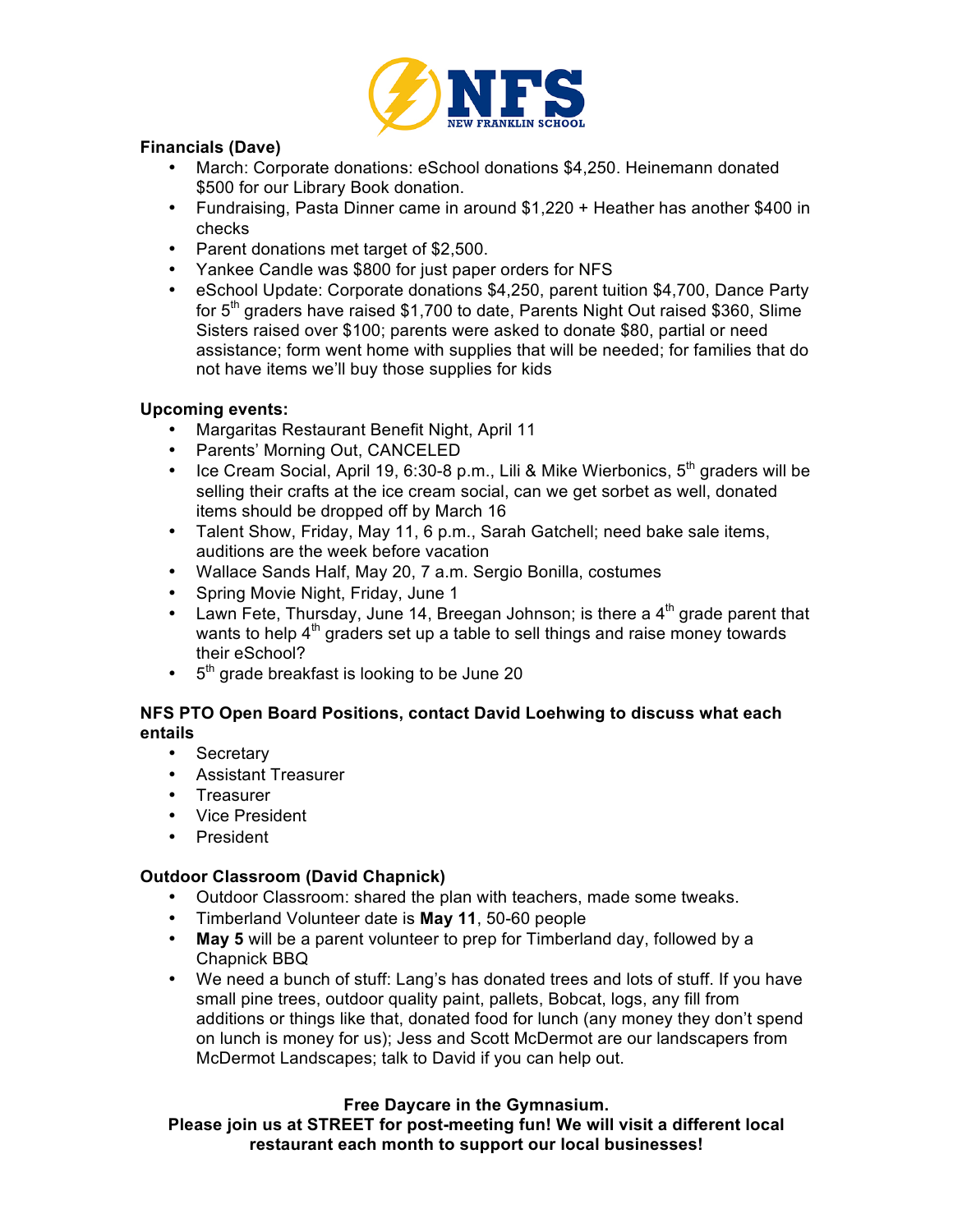**Financials (Dave)**

- March: Corporate donations: eSchool donations $4,250. Heinemann donated $500 for our Library Book donation.
- Fundraising, Pasta Dinner came in around $1,220 + Heather has another $400 in checks
- Parent donations met target of $2,500.
- Yankee Candle was $800 for just paper orders for NFS
- eSchool Update: Corporate donations $4,250, parent tuition $4,700, Dance Party for 5th graders have raised $1,700 to date, Parents Night Out raised $360, Slime Sisters raised over $100; parents were asked to donate $80, partial or need assistance; form went home with supplies that will be needed; for families that do not have items we'll buy those supplies for kids

**Upcoming events:**

- Margaritas Restaurant Benefit Night, April 11
- Parents' Morning Out, CANCELED
- Ice Cream Social, April 19, 6:30-8 p.m., Lili & Mike Wierbonics, 5th graders will be selling their crafts at the ice cream social, can we get sorbet as well, donated items should be dropped off by March 16
- Talent Show, Friday, May 11, 6 p.m., Sarah Gatchell; need bake sale items, auditions are the week before vacation
- Wallace Sands Half, May 20, 7 a.m. Sergio Bonilla, costumes
- Spring Movie Night, Friday, June 1
- Lawn Fete, Thursday, June 14, Breegan Johnson; is there a 4th grade parent that wants to help 4th graders set up a table to sell things and raise money towards their eSchool?
- 5th grade breakfast is looking to be June 20

**NFS PTO Open Board Positions, contact David Loehwing to discuss what each entails**

- Secretary
- Assistant Treasurer
- Treasurer
- Vice President
- President

**Outdoor Classroom (David Chapnick)**

- Outdoor Classroom: shared the plan with teachers, made some tweaks.
- Timberland Volunteer date is **May 11**, 50-60 people
- **May 5** will be a parent volunteer to prep for Timberland day, followed by a Chapnick BBQ
- We need a bunch of stuff: Lang's has donated trees and lots of stuff. If you have small pine trees, outdoor quality paint, pallets, Bobcat, logs, any fill from additions or things like that, donated food for lunch (any money they don't spend on lunch is money for us); Jess and Scott McDermot are our landscapers from McDermot Landscapes; talk to David if you can help out.

**Free Daycare in the Gymnasium.**

**Please join us at STREET for post-meeting fun! We will visit a different local restaurant each month to support our local businesses!**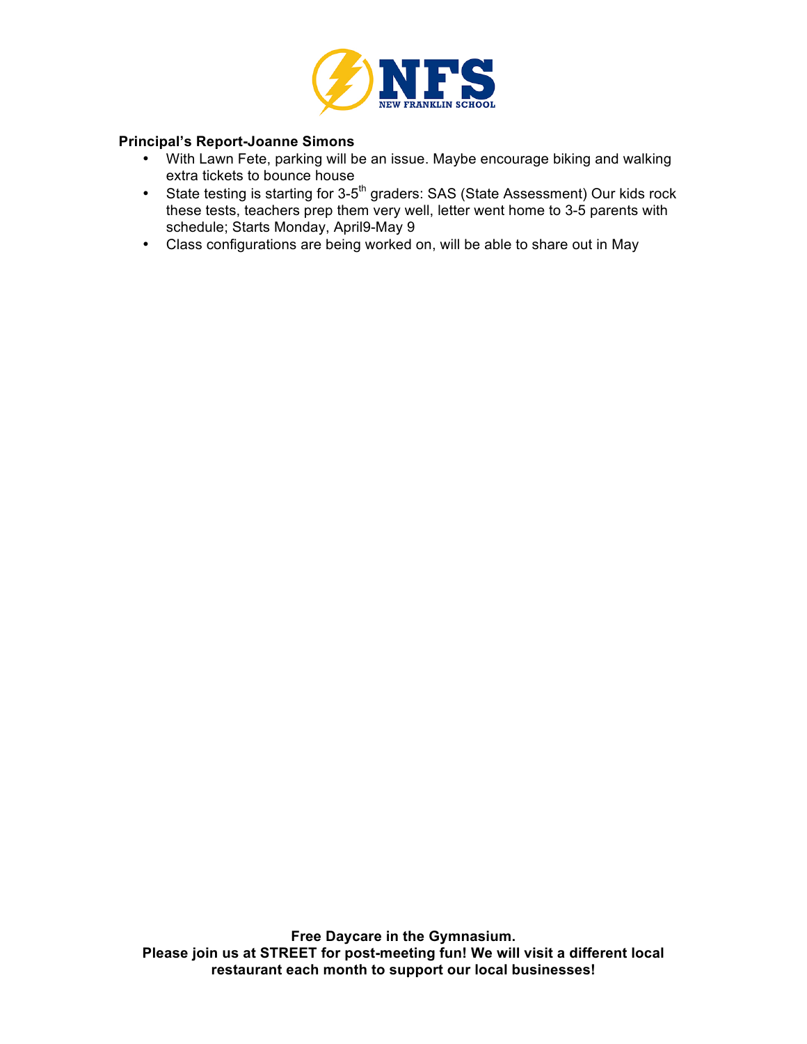**Principal's Report-Joanne Simons**

- With Lawn Fete, parking will be an issue. Maybe encourage biking and walking extra tickets to bounce house
- State testing is starting for 3-5th graders: SAS (State Assessment) Our kids rock these tests, teachers prep them very well, letter went home to 3-5 parents with schedule; Starts Monday, April9-May 9
- Class configurations are being worked on, will be able to share out in May

**Free Daycare in the Gymnasium.**
**Please join us at STREET for post-meeting fun! We will visit a different local restaurant each month to support our local businesses!**